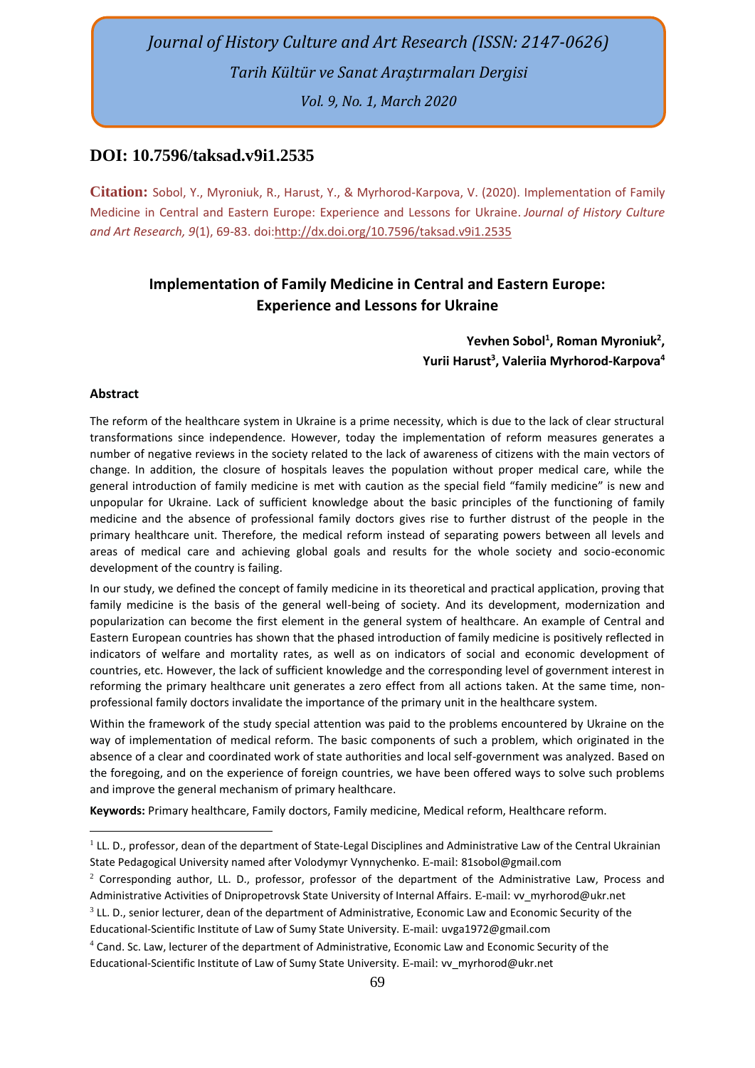# Journal of History Culture and Art Research (ISSN: 2147-0626)

*Tarih Kültür ve Sanat Araştırmaları Dergisi*

*Vol. 9, No. 1, March 2020*

**DOI: 10.7596/taksad.v9i1.2535**

**Citation:** Sobol, Y., Myroniuk, R., Harust, Y., & Myrhorod-Karpova, V. (2020). Implementation of Family Medicine in Central and Eastern Europe: Experience and Lessons for Ukraine. *Journal of History Culture and Art Research, 9*(1), 69-83. doi:http://dx.doi.org/10.7596/taksad.v9i1.2535

## Implementation of Family Medicine in Central and Eastern Europe: Experience and Lessons for Ukraine

**Yevhen Sobol[1], Roman Myroniuk[2], Yurii Harust[3], Valeriia Myrhorod-Karpova[4]**

### Abstract

The reform of the healthcare system in Ukraine is a prime necessity, which is due to the lack of clear structural transformations since independence. However, today the implementation of reform measures generates a number of negative reviews in the society related to the lack of awareness of citizens with the main vectors of change. In addition, the closure of hospitals leaves the population without proper medical care, while the general introduction of family medicine is met with caution as the special field "family medicine" is new and unpopular for Ukraine. Lack of sufficient knowledge about the basic principles of the functioning of family medicine and the absence of professional family doctors gives rise to further distrust of the people in the primary healthcare unit. Therefore, the medical reform instead of separating powers between all levels and areas of medical care and achieving global goals and results for the whole society and socio-economic development of the country is failing.

In our study, we defined the concept of family medicine in its theoretical and practical application, proving that family medicine is the basis of the general well-being of society. And its development, modernization and popularization can become the first element in the general system of healthcare. An example of Central and Eastern European countries has shown that the phased introduction of family medicine is positively reflected in indicators of welfare and mortality rates, as well as on indicators of social and economic development of countries, etc. However, the lack of sufficient knowledge and the corresponding level of government interest in reforming the primary healthcare unit generates a zero effect from all actions taken. At the same time, non-professional family doctors invalidate the importance of the primary unit in the healthcare system.

Within the framework of the study special attention was paid to the problems encountered by Ukraine on the way of implementation of medical reform. The basic components of such a problem, which originated in the absence of a clear and coordinated work of state authorities and local self-government was analyzed. Based on the foregoing, and on the experience of foreign countries, we have been offered ways to solve such problems and improve the general mechanism of primary healthcare.

**Keywords:** Primary healthcare, Family doctors, Family medicine, Medical reform, Healthcare reform.

---

[1] LL. D., professor, dean of the department of State-Legal Disciplines and Administrative Law of the Central Ukrainian State Pedagogical University named after Volodymyr Vynnychenko. E-mail: 81sobol@gmail.com

[2] Corresponding author, LL. D., professor, professor of the department of the Administrative Law, Process and Administrative Activities of Dnipropetrovsk State University of Internal Affairs. E-mail: vv_myrhorod@ukr.net

[3] LL. D., senior lecturer, dean of the department of Administrative, Economic Law and Economic Security of the Educational-Scientific Institute of Law of Sumy State University. E-mail: uvga1972@gmail.com

[4] Cand. Sc. Law, lecturer of the department of Administrative, Economic Law and Economic Security of the Educational-Scientific Institute of Law of Sumy State University. E-mail: vv_myrhorod@ukr.net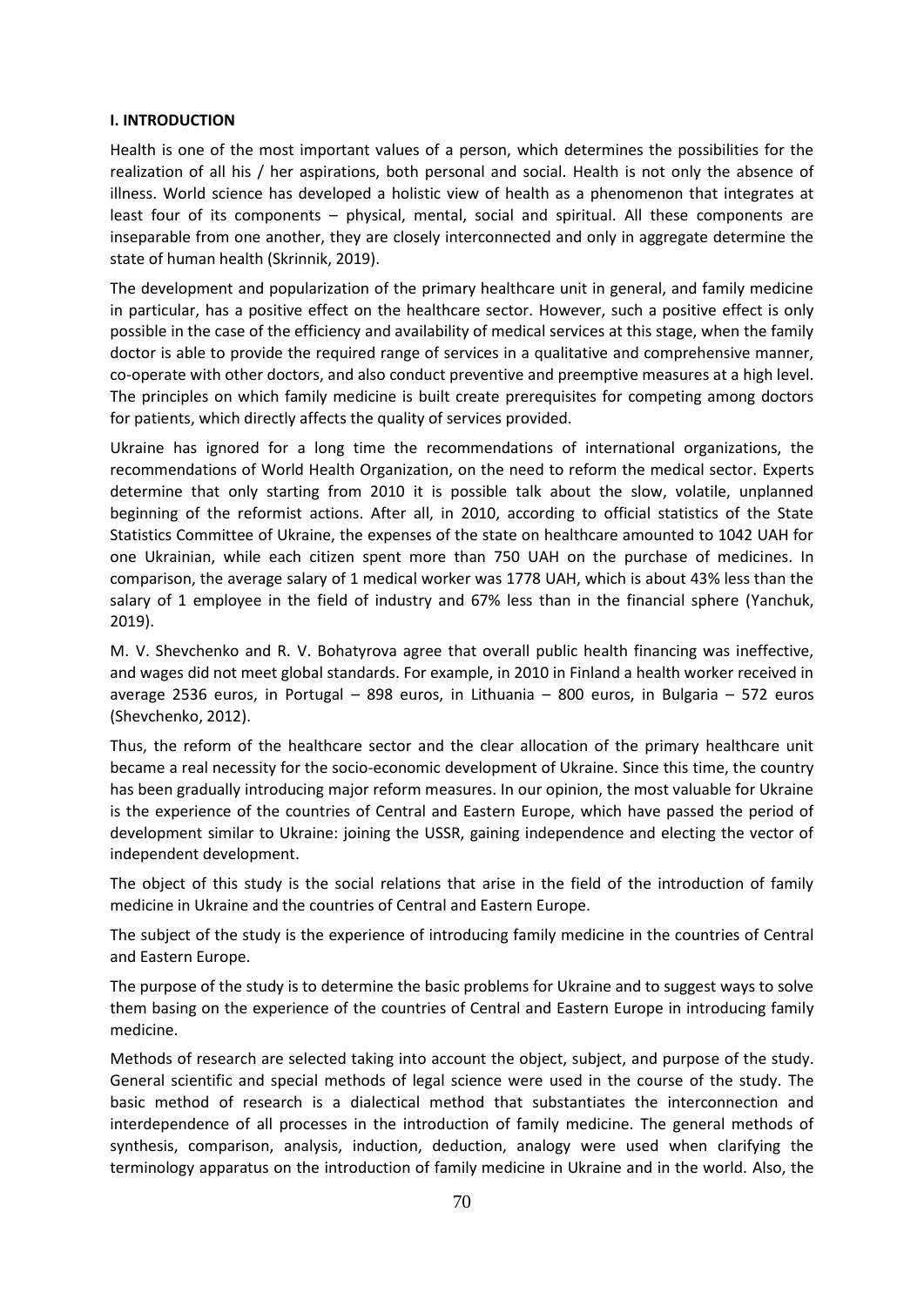## I. INTRODUCTION

Health is one of the most important values of a person, which determines the possibilities for the realization of all his / her aspirations, both personal and social. Health is not only the absence of illness. World science has developed a holistic view of health as a phenomenon that integrates at least four of its components – physical, mental, social and spiritual. All these components are inseparable from one another, they are closely interconnected and only in aggregate determine the state of human health (Skrinnik, 2019).

The development and popularization of the primary healthcare unit in general, and family medicine in particular, has a positive effect on the healthcare sector. However, such a positive effect is only possible in the case of the efficiency and availability of medical services at this stage, when the family doctor is able to provide the required range of services in a qualitative and comprehensive manner, co-operate with other doctors, and also conduct preventive and preemptive measures at a high level. The principles on which family medicine is built create prerequisites for competing among doctors for patients, which directly affects the quality of services provided.

Ukraine has ignored for a long time the recommendations of international organizations, the recommendations of World Health Organization, on the need to reform the medical sector. Experts determine that only starting from 2010 it is possible talk about the slow, volatile, unplanned beginning of the reformist actions. After all, in 2010, according to official statistics of the State Statistics Committee of Ukraine, the expenses of the state on healthcare amounted to 1042 UAH for one Ukrainian, while each citizen spent more than 750 UAH on the purchase of medicines. In comparison, the average salary of 1 medical worker was 1778 UAH, which is about 43% less than the salary of 1 employee in the field of industry and 67% less than in the financial sphere (Yanchuk, 2019).

M. V. Shevchenko and R. V. Bohatyrova agree that overall public health financing was ineffective, and wages did not meet global standards. For example, in 2010 in Finland a health worker received in average 2536 euros, in Portugal – 898 euros, in Lithuania – 800 euros, in Bulgaria – 572 euros (Shevchenko, 2012).

Thus, the reform of the healthcare sector and the clear allocation of the primary healthcare unit became a real necessity for the socio-economic development of Ukraine. Since this time, the country has been gradually introducing major reform measures. In our opinion, the most valuable for Ukraine is the experience of the countries of Central and Eastern Europe, which have passed the period of development similar to Ukraine: joining the USSR, gaining independence and electing the vector of independent development.

The object of this study is the social relations that arise in the field of the introduction of family medicine in Ukraine and the countries of Central and Eastern Europe.

The subject of the study is the experience of introducing family medicine in the countries of Central and Eastern Europe.

The purpose of the study is to determine the basic problems for Ukraine and to suggest ways to solve them basing on the experience of the countries of Central and Eastern Europe in introducing family medicine.

Methods of research are selected taking into account the object, subject, and purpose of the study. General scientific and special methods of legal science were used in the course of the study. The basic method of research is a dialectical method that substantiates the interconnection and interdependence of all processes in the introduction of family medicine. The general methods of synthesis, comparison, analysis, induction, deduction, analogy were used when clarifying the terminology apparatus on the introduction of family medicine in Ukraine and in the world. Also, the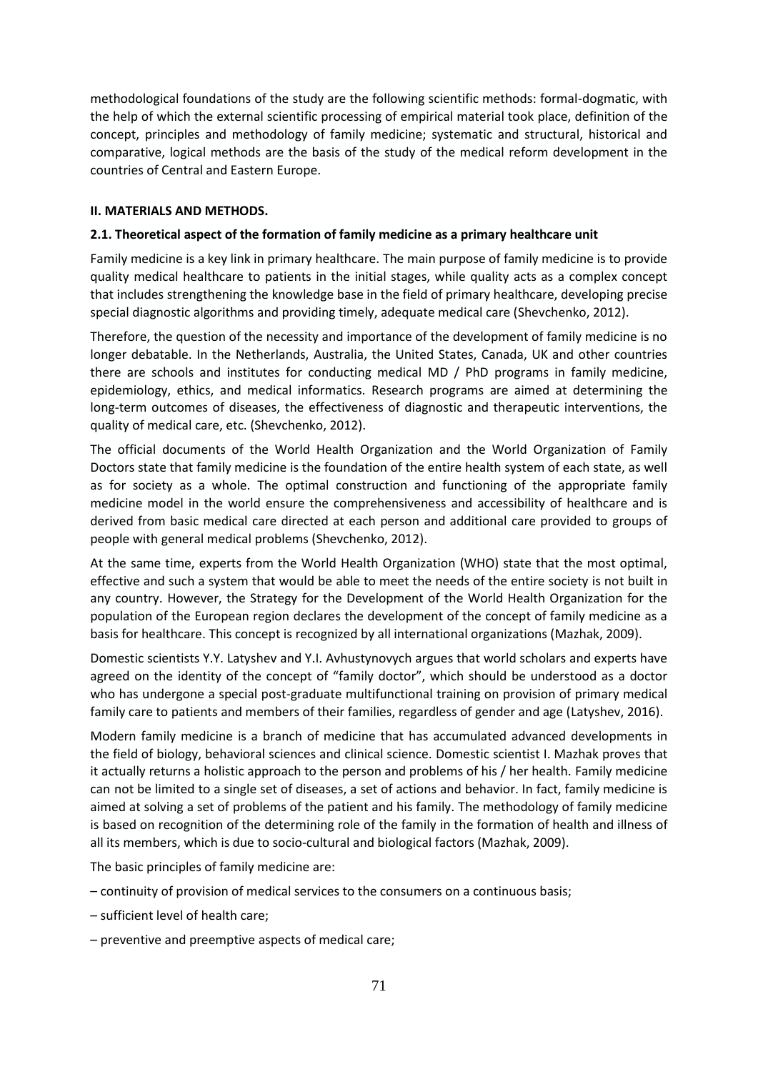methodological foundations of the study are the following scientific methods: formal-dogmatic, with the help of which the external scientific processing of empirical material took place, definition of the concept, principles and methodology of family medicine; systematic and structural, historical and comparative, logical methods are the basis of the study of the medical reform development in the countries of Central and Eastern Europe.

## II. MATERIALS AND METHODS.

### 2.1. Theoretical aspect of the formation of family medicine as a primary healthcare unit

Family medicine is a key link in primary healthcare. The main purpose of family medicine is to provide quality medical healthcare to patients in the initial stages, while quality acts as a complex concept that includes strengthening the knowledge base in the field of primary healthcare, developing precise special diagnostic algorithms and providing timely, adequate medical care (Shevchenko, 2012).

Therefore, the question of the necessity and importance of the development of family medicine is no longer debatable. In the Netherlands, Australia, the United States, Canada, UK and other countries there are schools and institutes for conducting medical MD / PhD programs in family medicine, epidemiology, ethics, and medical informatics. Research programs are aimed at determining the long-term outcomes of diseases, the effectiveness of diagnostic and therapeutic interventions, the quality of medical care, etc. (Shevchenko, 2012).

The official documents of the World Health Organization and the World Organization of Family Doctors state that family medicine is the foundation of the entire health system of each state, as well as for society as a whole. The optimal construction and functioning of the appropriate family medicine model in the world ensure the comprehensiveness and accessibility of healthcare and is derived from basic medical care directed at each person and additional care provided to groups of people with general medical problems (Shevchenko, 2012).

At the same time, experts from the World Health Organization (WHO) state that the most optimal, effective and such a system that would be able to meet the needs of the entire society is not built in any country. However, the Strategy for the Development of the World Health Organization for the population of the European region declares the development of the concept of family medicine as a basis for healthcare. This concept is recognized by all international organizations (Mazhak, 2009).

Domestic scientists Y.Y. Latyshev and Y.I. Avhustynovych argues that world scholars and experts have agreed on the identity of the concept of "family doctor", which should be understood as a doctor who has undergone a special post-graduate multifunctional training on provision of primary medical family care to patients and members of their families, regardless of gender and age (Latyshev, 2016).

Modern family medicine is a branch of medicine that has accumulated advanced developments in the field of biology, behavioral sciences and clinical science. Domestic scientist I. Mazhak proves that it actually returns a holistic approach to the person and problems of his / her health. Family medicine can not be limited to a single set of diseases, a set of actions and behavior. In fact, family medicine is aimed at solving a set of problems of the patient and his family. The methodology of family medicine is based on recognition of the determining role of the family in the formation of health and illness of all its members, which is due to socio-cultural and biological factors (Mazhak, 2009).

The basic principles of family medicine are:

– continuity of provision of medical services to the consumers on a continuous basis;

– sufficient level of health care;

– preventive and preemptive aspects of medical care;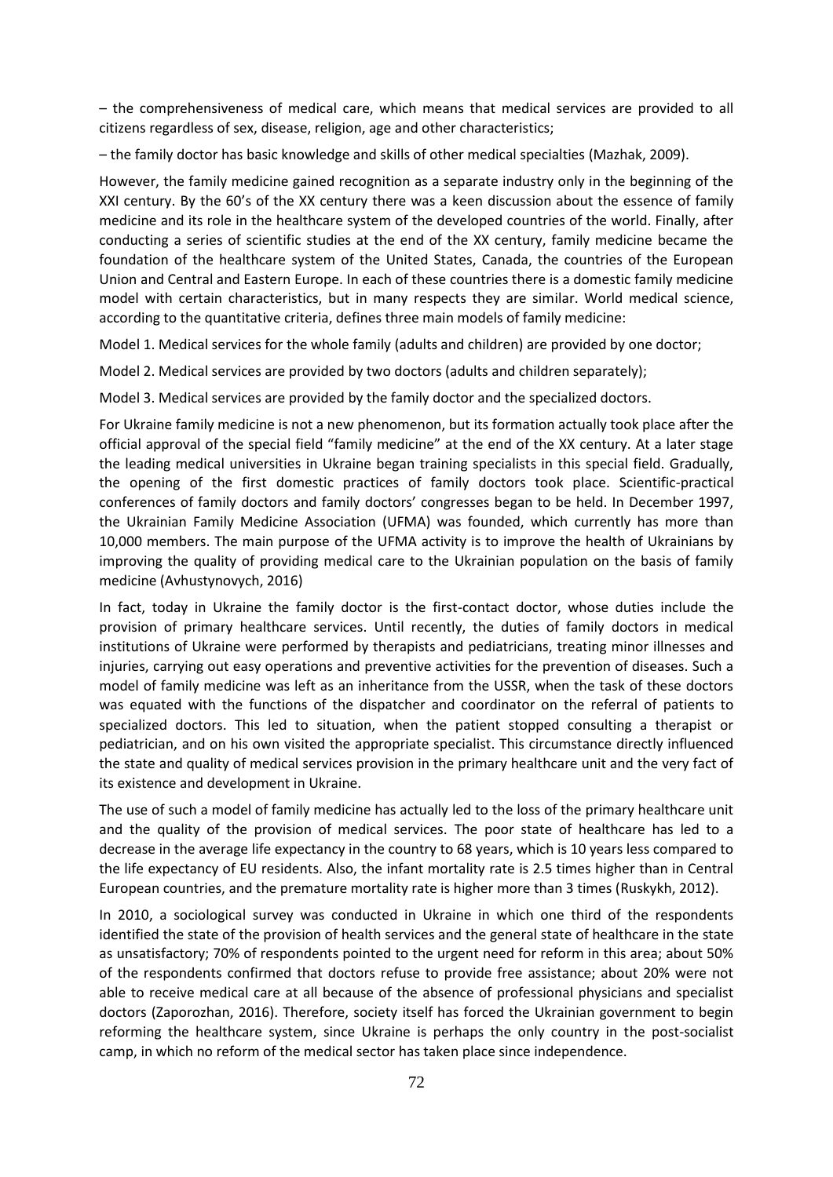– the comprehensiveness of medical care, which means that medical services are provided to all citizens regardless of sex, disease, religion, age and other characteristics;

– the family doctor has basic knowledge and skills of other medical specialties (Mazhak, 2009).

However, the family medicine gained recognition as a separate industry only in the beginning of the XXI century. By the 60's of the XX century there was a keen discussion about the essence of family medicine and its role in the healthcare system of the developed countries of the world. Finally, after conducting a series of scientific studies at the end of the XX century, family medicine became the foundation of the healthcare system of the United States, Canada, the countries of the European Union and Central and Eastern Europe. In each of these countries there is a domestic family medicine model with certain characteristics, but in many respects they are similar. World medical science, according to the quantitative criteria, defines three main models of family medicine:

Model 1. Medical services for the whole family (adults and children) are provided by one doctor;

Model 2. Medical services are provided by two doctors (adults and children separately);

Model 3. Medical services are provided by the family doctor and the specialized doctors.

For Ukraine family medicine is not a new phenomenon, but its formation actually took place after the official approval of the special field "family medicine" at the end of the XX century. At a later stage the leading medical universities in Ukraine began training specialists in this special field. Gradually, the opening of the first domestic practices of family doctors took place. Scientific-practical conferences of family doctors and family doctors' congresses began to be held. In December 1997, the Ukrainian Family Medicine Association (UFMA) was founded, which currently has more than 10,000 members. The main purpose of the UFMA activity is to improve the health of Ukrainians by improving the quality of providing medical care to the Ukrainian population on the basis of family medicine (Avhustynovych, 2016)

In fact, today in Ukraine the family doctor is the first-contact doctor, whose duties include the provision of primary healthcare services. Until recently, the duties of family doctors in medical institutions of Ukraine were performed by therapists and pediatricians, treating minor illnesses and injuries, carrying out easy operations and preventive activities for the prevention of diseases. Such a model of family medicine was left as an inheritance from the USSR, when the task of these doctors was equated with the functions of the dispatcher and coordinator on the referral of patients to specialized doctors. This led to situation, when the patient stopped consulting a therapist or pediatrician, and on his own visited the appropriate specialist. This circumstance directly influenced the state and quality of medical services provision in the primary healthcare unit and the very fact of its existence and development in Ukraine.

The use of such a model of family medicine has actually led to the loss of the primary healthcare unit and the quality of the provision of medical services. The poor state of healthcare has led to a decrease in the average life expectancy in the country to 68 years, which is 10 years less compared to the life expectancy of EU residents. Also, the infant mortality rate is 2.5 times higher than in Central European countries, and the premature mortality rate is higher more than 3 times (Ruskykh, 2012).

In 2010, a sociological survey was conducted in Ukraine in which one third of the respondents identified the state of the provision of health services and the general state of healthcare in the state as unsatisfactory; 70% of respondents pointed to the urgent need for reform in this area; about 50% of the respondents confirmed that doctors refuse to provide free assistance; about 20% were not able to receive medical care at all because of the absence of professional physicians and specialist doctors (Zaporozhan, 2016). Therefore, society itself has forced the Ukrainian government to begin reforming the healthcare system, since Ukraine is perhaps the only country in the post-socialist camp, in which no reform of the medical sector has taken place since independence.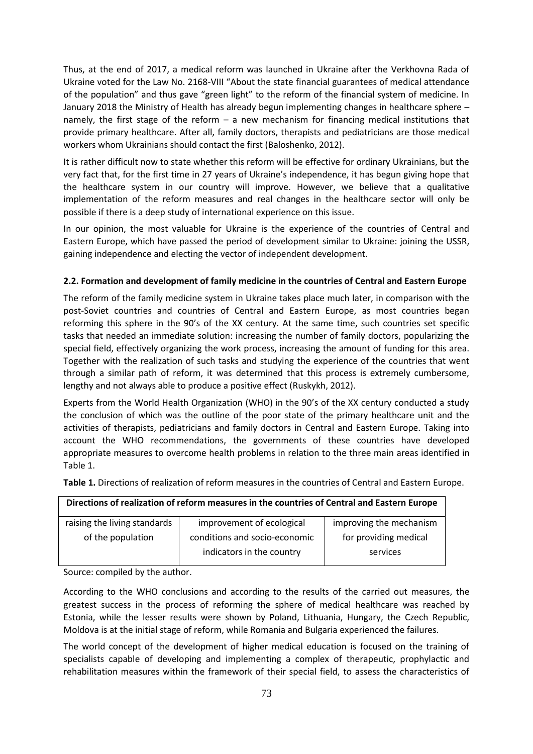Thus, at the end of 2017, a medical reform was launched in Ukraine after the Verkhovna Rada of Ukraine voted for the Law No. 2168-VIII "About the state financial guarantees of medical attendance of the population" and thus gave "green light" to the reform of the financial system of medicine. In January 2018 the Ministry of Health has already begun implementing changes in healthcare sphere – namely, the first stage of the reform – a new mechanism for financing medical institutions that provide primary healthcare. After all, family doctors, therapists and pediatricians are those medical workers whom Ukrainians should contact the first (Baloshenko, 2012).

It is rather difficult now to state whether this reform will be effective for ordinary Ukrainians, but the very fact that, for the first time in 27 years of Ukraine's independence, it has begun giving hope that the healthcare system in our country will improve. However, we believe that a qualitative implementation of the reform measures and real changes in the healthcare sector will only be possible if there is a deep study of international experience on this issue.

In our opinion, the most valuable for Ukraine is the experience of the countries of Central and Eastern Europe, which have passed the period of development similar to Ukraine: joining the USSR, gaining independence and electing the vector of independent development.

### 2.2. Formation and development of family medicine in the countries of Central and Eastern Europe

The reform of the family medicine system in Ukraine takes place much later, in comparison with the post-Soviet countries and countries of Central and Eastern Europe, as most countries began reforming this sphere in the 90's of the XX century. At the same time, such countries set specific tasks that needed an immediate solution: increasing the number of family doctors, popularizing the special field, effectively organizing the work process, increasing the amount of funding for this area. Together with the realization of such tasks and studying the experience of the countries that went through a similar path of reform, it was determined that this process is extremely cumbersome, lengthy and not always able to produce a positive effect (Ruskykh, 2012).

Experts from the World Health Organization (WHO) in the 90's of the XX century conducted a study the conclusion of which was the outline of the poor state of the primary healthcare unit and the activities of therapists, pediatricians and family doctors in Central and Eastern Europe. Taking into account the WHO recommendations, the governments of these countries have developed appropriate measures to overcome health problems in relation to the three main areas identified in Table 1.

**Table 1.** Directions of realization of reform measures in the countries of Central and Eastern Europe.

| Directions of realization of reform measures in the countries of Central and Eastern Europe | | |
|---|---|---|
| raising the living standards of the population | improvement of ecological conditions and socio-economic indicators in the country | improving the mechanism for providing medical services |

Source: compiled by the author.

According to the WHO conclusions and according to the results of the carried out measures, the greatest success in the process of reforming the sphere of medical healthcare was reached by Estonia, while the lesser results were shown by Poland, Lithuania, Hungary, the Czech Republic, Moldova is at the initial stage of reform, while Romania and Bulgaria experienced the failures.

The world concept of the development of higher medical education is focused on the training of specialists capable of developing and implementing a complex of therapeutic, prophylactic and rehabilitation measures within the framework of their special field, to assess the characteristics of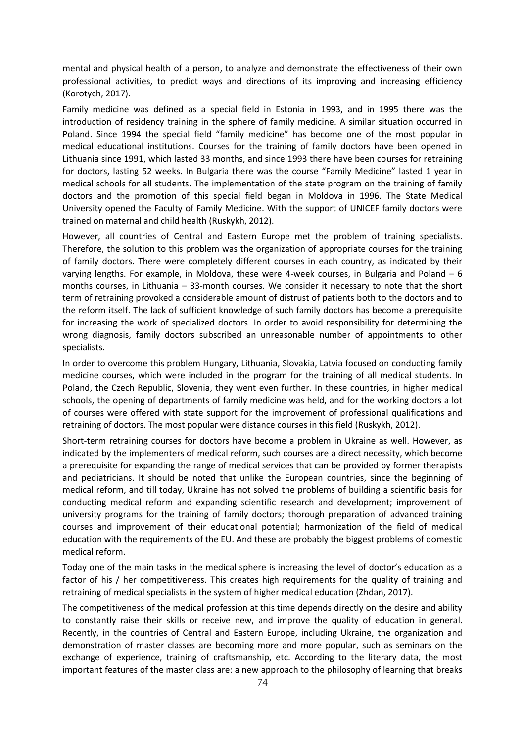mental and physical health of a person, to analyze and demonstrate the effectiveness of their own professional activities, to predict ways and directions of its improving and increasing efficiency (Korotych, 2017).

Family medicine was defined as a special field in Estonia in 1993, and in 1995 there was the introduction of residency training in the sphere of family medicine. A similar situation occurred in Poland. Since 1994 the special field "family medicine" has become one of the most popular in medical educational institutions. Courses for the training of family doctors have been opened in Lithuania since 1991, which lasted 33 months, and since 1993 there have been courses for retraining for doctors, lasting 52 weeks. In Bulgaria there was the course "Family Medicine" lasted 1 year in medical schools for all students. The implementation of the state program on the training of family doctors and the promotion of this special field began in Moldova in 1996. The State Medical University opened the Faculty of Family Medicine. With the support of UNICEF family doctors were trained on maternal and child health (Ruskykh, 2012).

However, all countries of Central and Eastern Europe met the problem of training specialists. Therefore, the solution to this problem was the organization of appropriate courses for the training of family doctors. There were completely different courses in each country, as indicated by their varying lengths. For example, in Moldova, these were 4-week courses, in Bulgaria and Poland – 6 months courses, in Lithuania – 33-month courses. We consider it necessary to note that the short term of retraining provoked a considerable amount of distrust of patients both to the doctors and to the reform itself. The lack of sufficient knowledge of such family doctors has become a prerequisite for increasing the work of specialized doctors. In order to avoid responsibility for determining the wrong diagnosis, family doctors subscribed an unreasonable number of appointments to other specialists.

In order to overcome this problem Hungary, Lithuania, Slovakia, Latvia focused on conducting family medicine courses, which were included in the program for the training of all medical students. In Poland, the Czech Republic, Slovenia, they went even further. In these countries, in higher medical schools, the opening of departments of family medicine was held, and for the working doctors a lot of courses were offered with state support for the improvement of professional qualifications and retraining of doctors. The most popular were distance courses in this field (Ruskykh, 2012).

Short-term retraining courses for doctors have become a problem in Ukraine as well. However, as indicated by the implementers of medical reform, such courses are a direct necessity, which become a prerequisite for expanding the range of medical services that can be provided by former therapists and pediatricians. It should be noted that unlike the European countries, since the beginning of medical reform, and till today, Ukraine has not solved the problems of building a scientific basis for conducting medical reform and expanding scientific research and development; improvement of university programs for the training of family doctors; thorough preparation of advanced training courses and improvement of their educational potential; harmonization of the field of medical education with the requirements of the EU. And these are probably the biggest problems of domestic medical reform.

Today one of the main tasks in the medical sphere is increasing the level of doctor's education as a factor of his / her competitiveness. This creates high requirements for the quality of training and retraining of medical specialists in the system of higher medical education (Zhdan, 2017).

The competitiveness of the medical profession at this time depends directly on the desire and ability to constantly raise their skills or receive new, and improve the quality of education in general. Recently, in the countries of Central and Eastern Europe, including Ukraine, the organization and demonstration of master classes are becoming more and more popular, such as seminars on the exchange of experience, training of craftsmanship, etc. According to the literary data, the most important features of the master class are: a new approach to the philosophy of learning that breaks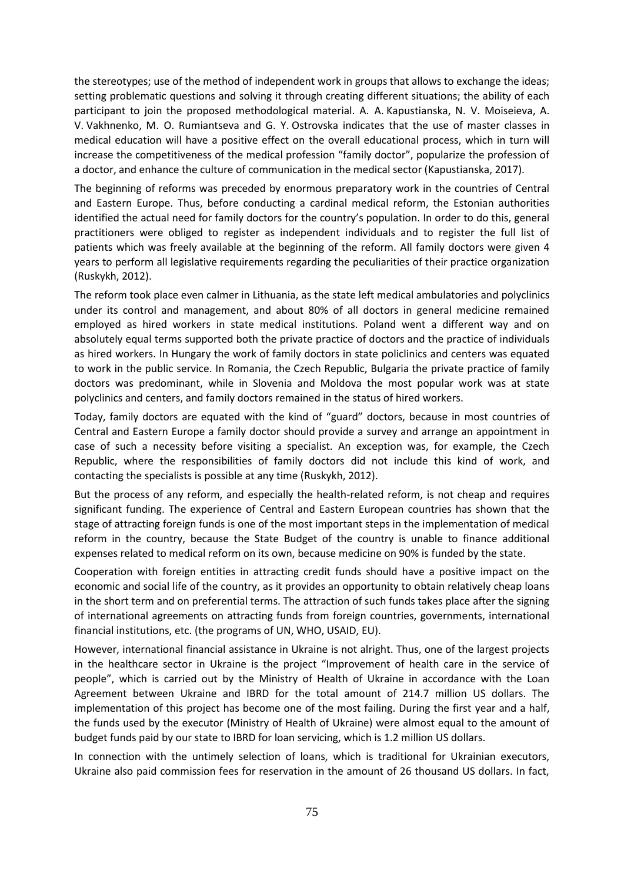the stereotypes; use of the method of independent work in groups that allows to exchange the ideas; setting problematic questions and solving it through creating different situations; the ability of each participant to join the proposed methodological material. A. A. Kapustianska, N. V. Moiseieva, A. V. Vakhnenko, M. O. Rumiantseva and G. Y. Ostrovska indicates that the use of master classes in medical education will have a positive effect on the overall educational process, which in turn will increase the competitiveness of the medical profession "family doctor", popularize the profession of a doctor, and enhance the culture of communication in the medical sector (Kapustianska, 2017).

The beginning of reforms was preceded by enormous preparatory work in the countries of Central and Eastern Europe. Thus, before conducting a cardinal medical reform, the Estonian authorities identified the actual need for family doctors for the country's population. In order to do this, general practitioners were obliged to register as independent individuals and to register the full list of patients which was freely available at the beginning of the reform. All family doctors were given 4 years to perform all legislative requirements regarding the peculiarities of their practice organization (Ruskykh, 2012).

The reform took place even calmer in Lithuania, as the state left medical ambulatories and polyclinics under its control and management, and about 80% of all doctors in general medicine remained employed as hired workers in state medical institutions. Poland went a different way and on absolutely equal terms supported both the private practice of doctors and the practice of individuals as hired workers. In Hungary the work of family doctors in state policlinics and centers was equated to work in the public service. In Romania, the Czech Republic, Bulgaria the private practice of family doctors was predominant, while in Slovenia and Moldova the most popular work was at state polyclinics and centers, and family doctors remained in the status of hired workers.

Today, family doctors are equated with the kind of "guard" doctors, because in most countries of Central and Eastern Europe a family doctor should provide a survey and arrange an appointment in case of such a necessity before visiting a specialist. An exception was, for example, the Czech Republic, where the responsibilities of family doctors did not include this kind of work, and contacting the specialists is possible at any time (Ruskykh, 2012).

But the process of any reform, and especially the health-related reform, is not cheap and requires significant funding. The experience of Central and Eastern European countries has shown that the stage of attracting foreign funds is one of the most important steps in the implementation of medical reform in the country, because the State Budget of the country is unable to finance additional expenses related to medical reform on its own, because medicine on 90% is funded by the state.

Cooperation with foreign entities in attracting credit funds should have a positive impact on the economic and social life of the country, as it provides an opportunity to obtain relatively cheap loans in the short term and on preferential terms. The attraction of such funds takes place after the signing of international agreements on attracting funds from foreign countries, governments, international financial institutions, etc. (the programs of UN, WHO, USAID, EU).

However, international financial assistance in Ukraine is not alright. Thus, one of the largest projects in the healthcare sector in Ukraine is the project "Improvement of health care in the service of people", which is carried out by the Ministry of Health of Ukraine in accordance with the Loan Agreement between Ukraine and IBRD for the total amount of 214.7 million US dollars. The implementation of this project has become one of the most failing. During the first year and a half, the funds used by the executor (Ministry of Health of Ukraine) were almost equal to the amount of budget funds paid by our state to IBRD for loan servicing, which is 1.2 million US dollars.

In connection with the untimely selection of loans, which is traditional for Ukrainian executors, Ukraine also paid commission fees for reservation in the amount of 26 thousand US dollars. In fact,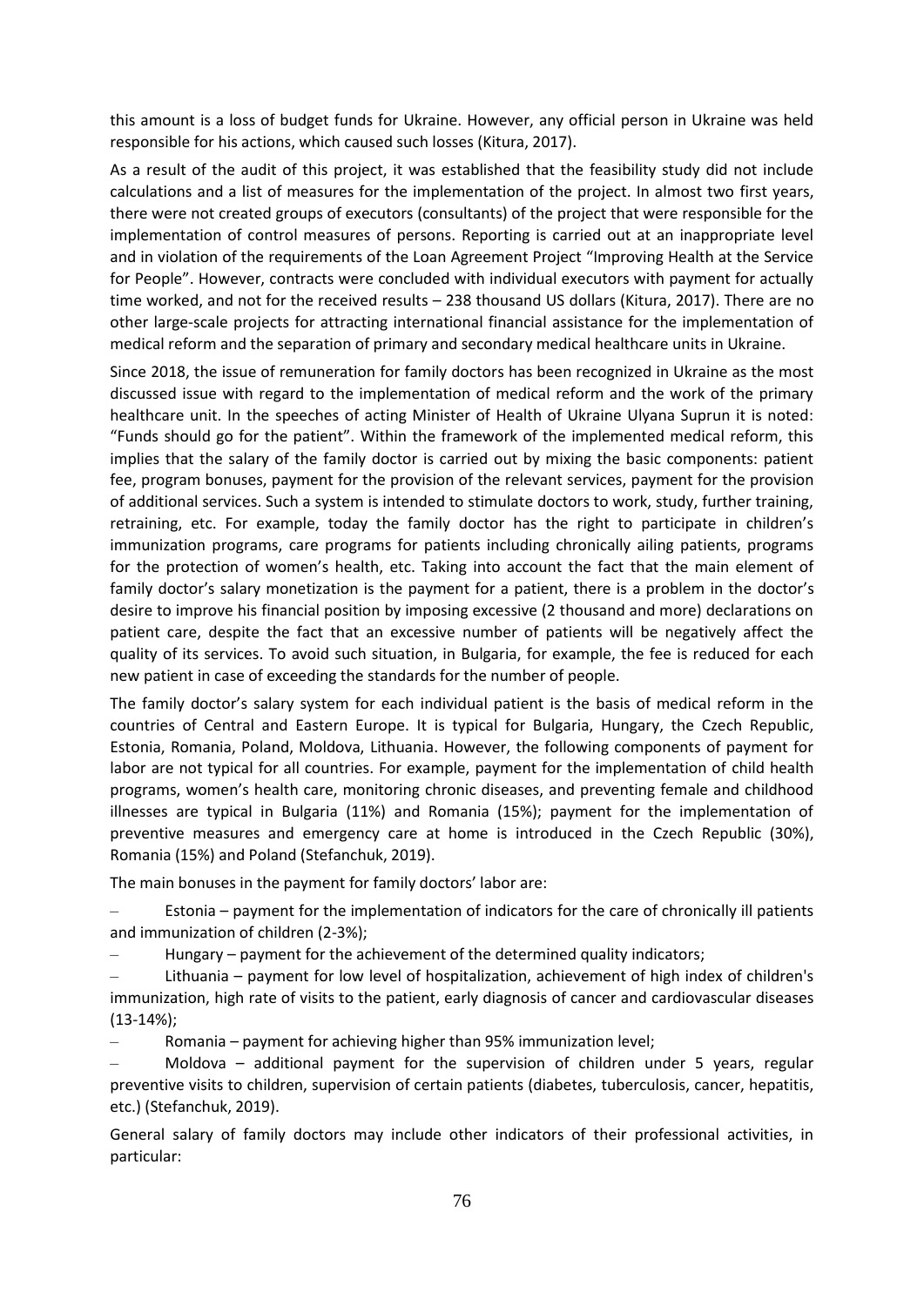this amount is a loss of budget funds for Ukraine. However, any official person in Ukraine was held responsible for his actions, which caused such losses (Kitura, 2017).

As a result of the audit of this project, it was established that the feasibility study did not include calculations and a list of measures for the implementation of the project. In almost two first years, there were not created groups of executors (consultants) of the project that were responsible for the implementation of control measures of persons. Reporting is carried out at an inappropriate level and in violation of the requirements of the Loan Agreement Project "Improving Health at the Service for People". However, contracts were concluded with individual executors with payment for actually time worked, and not for the received results – 238 thousand US dollars (Kitura, 2017). There are no other large-scale projects for attracting international financial assistance for the implementation of medical reform and the separation of primary and secondary medical healthcare units in Ukraine.

Since 2018, the issue of remuneration for family doctors has been recognized in Ukraine as the most discussed issue with regard to the implementation of medical reform and the work of the primary healthcare unit. In the speeches of acting Minister of Health of Ukraine Ulyana Suprun it is noted: "Funds should go for the patient". Within the framework of the implemented medical reform, this implies that the salary of the family doctor is carried out by mixing the basic components: patient fee, program bonuses, payment for the provision of the relevant services, payment for the provision of additional services. Such a system is intended to stimulate doctors to work, study, further training, retraining, etc. For example, today the family doctor has the right to participate in children's immunization programs, care programs for patients including chronically ailing patients, programs for the protection of women's health, etc. Taking into account the fact that the main element of family doctor's salary monetization is the payment for a patient, there is a problem in the doctor's desire to improve his financial position by imposing excessive (2 thousand and more) declarations on patient care, despite the fact that an excessive number of patients will be negatively affect the quality of its services. To avoid such situation, in Bulgaria, for example, the fee is reduced for each new patient in case of exceeding the standards for the number of people.

The family doctor's salary system for each individual patient is the basis of medical reform in the countries of Central and Eastern Europe. It is typical for Bulgaria, Hungary, the Czech Republic, Estonia, Romania, Poland, Moldova, Lithuania. However, the following components of payment for labor are not typical for all countries. For example, payment for the implementation of child health programs, women's health care, monitoring chronic diseases, and preventing female and childhood illnesses are typical in Bulgaria (11%) and Romania (15%); payment for the implementation of preventive measures and emergency care at home is introduced in the Czech Republic (30%), Romania (15%) and Poland (Stefanchuk, 2019).

The main bonuses in the payment for family doctors' labor are:

- Estonia – payment for the implementation of indicators for the care of chronically ill patients and immunization of children (2-3%);
- Hungary – payment for the achievement of the determined quality indicators;
- Lithuania – payment for low level of hospitalization, achievement of high index of children's immunization, high rate of visits to the patient, early diagnosis of cancer and cardiovascular diseases (13-14%);
- Romania – payment for achieving higher than 95% immunization level;
- Moldova – additional payment for the supervision of children under 5 years, regular preventive visits to children, supervision of certain patients (diabetes, tuberculosis, cancer, hepatitis, etc.) (Stefanchuk, 2019).

General salary of family doctors may include other indicators of their professional activities, in particular: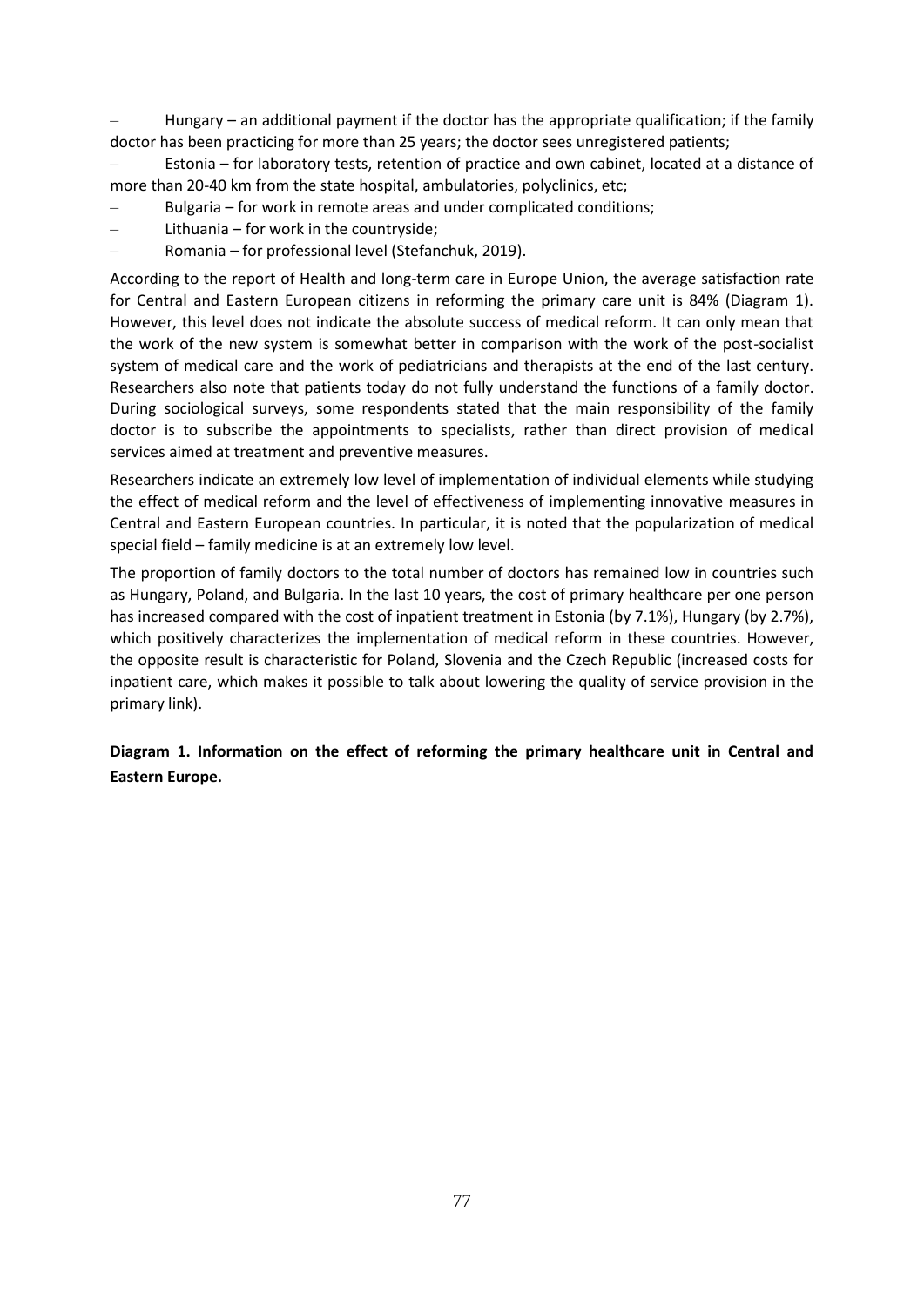- Hungary – an additional payment if the doctor has the appropriate qualification; if the family doctor has been practicing for more than 25 years; the doctor sees unregistered patients;
- Estonia – for laboratory tests, retention of practice and own cabinet, located at a distance of more than 20-40 km from the state hospital, ambulatories, polyclinics, etc;
- Bulgaria – for work in remote areas and under complicated conditions;
- Lithuania – for work in the countryside;
- Romania – for professional level (Stefanchuk, 2019).

According to the report of Health and long-term care in Europe Union, the average satisfaction rate for Central and Eastern European citizens in reforming the primary care unit is 84% (Diagram 1). However, this level does not indicate the absolute success of medical reform. It can only mean that the work of the new system is somewhat better in comparison with the work of the post-socialist system of medical care and the work of pediatricians and therapists at the end of the last century. Researchers also note that patients today do not fully understand the functions of a family doctor. During sociological surveys, some respondents stated that the main responsibility of the family doctor is to subscribe the appointments to specialists, rather than direct provision of medical services aimed at treatment and preventive measures.

Researchers indicate an extremely low level of implementation of individual elements while studying the effect of medical reform and the level of effectiveness of implementing innovative measures in Central and Eastern European countries. In particular, it is noted that the popularization of medical special field – family medicine is at an extremely low level.

The proportion of family doctors to the total number of doctors has remained low in countries such as Hungary, Poland, and Bulgaria. In the last 10 years, the cost of primary healthcare per one person has increased compared with the cost of inpatient treatment in Estonia (by 7.1%), Hungary (by 2.7%), which positively characterizes the implementation of medical reform in these countries. However, the opposite result is characteristic for Poland, Slovenia and the Czech Republic (increased costs for inpatient care, which makes it possible to talk about lowering the quality of service provision in the primary link).

**Diagram 1. Information on the effect of reforming the primary healthcare unit in Central and Eastern Europe.**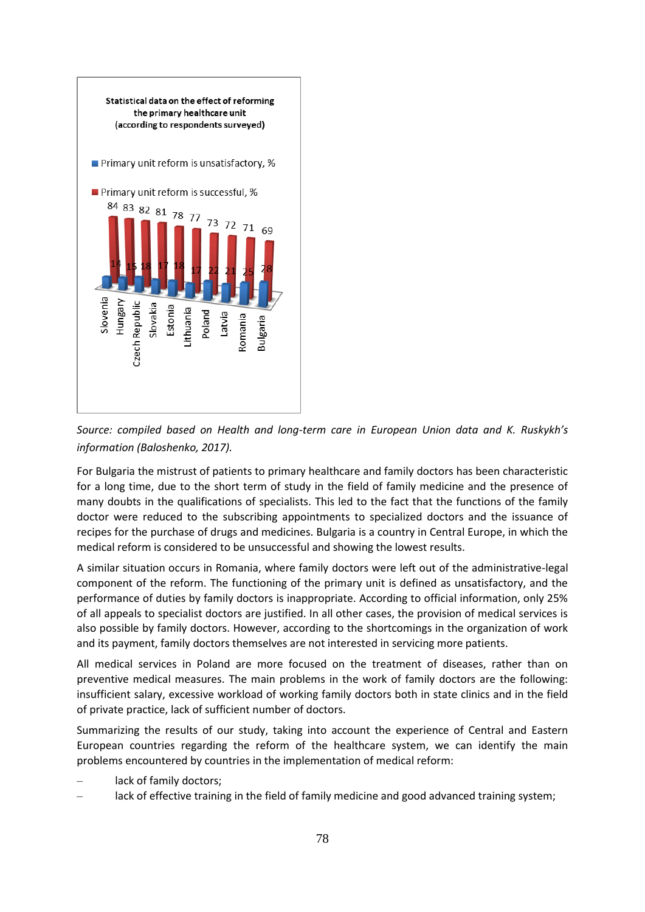**Statistical data on the effect of reforming the primary healthcare unit (according to respondents surveyed)**

| Country | Primary unit reform is unsatisfactory, % | Primary unit reform is successful, % |
| --- | --- | --- |
| Slovenia | 14 | 84 |
| Hungary | 15 | 83 |
| Czech Republic | 18 | 82 |
| Slovakia | 17 | 81 |
| Estonia | 18 | 78 |
| Lithuania | 17 | 77 |
| Poland | 22 | 73 |
| Latvia | 21 | 72 |
| Romania | 25 | 71 |
| Bulgaria | 28 | 69 |

*Source: compiled based on Health and long-term care in European Union data and K. Ruskykh's information (Baloshenko, 2017).*

For Bulgaria the mistrust of patients to primary healthcare and family doctors has been characteristic for a long time, due to the short term of study in the field of family medicine and the presence of many doubts in the qualifications of specialists. This led to the fact that the functions of the family doctor were reduced to the subscribing appointments to specialized doctors and the issuance of recipes for the purchase of drugs and medicines. Bulgaria is a country in Central Europe, in which the medical reform is considered to be unsuccessful and showing the lowest results.

A similar situation occurs in Romania, where family doctors were left out of the administrative-legal component of the reform. The functioning of the primary unit is defined as unsatisfactory, and the performance of duties by family doctors is inappropriate. According to official information, only 25% of all appeals to specialist doctors are justified. In all other cases, the provision of medical services is also possible by family doctors. However, according to the shortcomings in the organization of work and its payment, family doctors themselves are not interested in servicing more patients.

All medical services in Poland are more focused on the treatment of diseases, rather than on preventive medical measures. The main problems in the work of family doctors are the following: insufficient salary, excessive workload of working family doctors both in state clinics and in the field of private practice, lack of sufficient number of doctors.

Summarizing the results of our study, taking into account the experience of Central and Eastern European countries regarding the reform of the healthcare system, we can identify the main problems encountered by countries in the implementation of medical reform:

- lack of family doctors;
- lack of effective training in the field of family medicine and good advanced training system;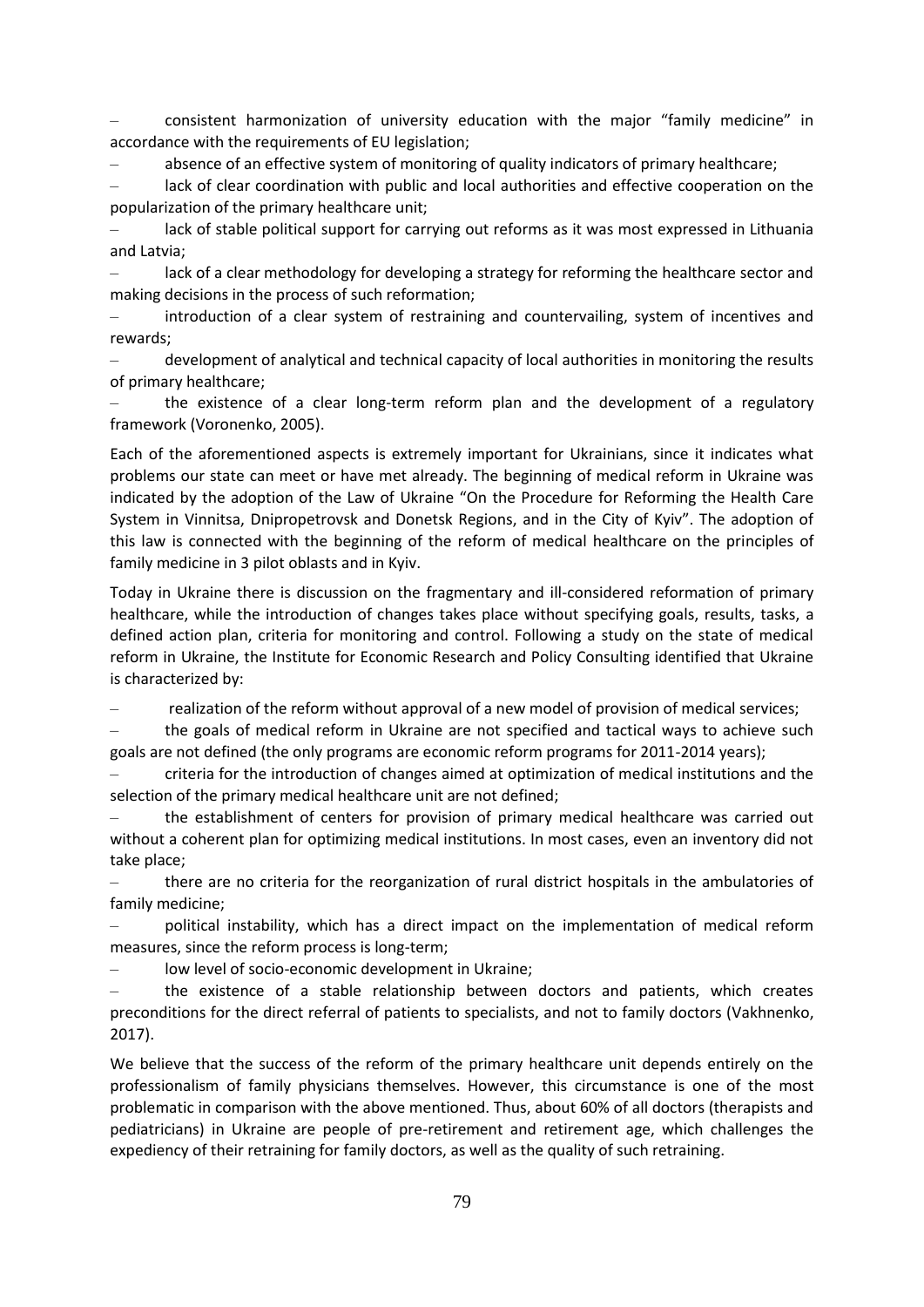- consistent harmonization of university education with the major "family medicine" in accordance with the requirements of EU legislation;
- absence of an effective system of monitoring of quality indicators of primary healthcare;
- lack of clear coordination with public and local authorities and effective cooperation on the popularization of the primary healthcare unit;
- lack of stable political support for carrying out reforms as it was most expressed in Lithuania and Latvia;
- lack of a clear methodology for developing a strategy for reforming the healthcare sector and making decisions in the process of such reformation;
- introduction of a clear system of restraining and countervailing, system of incentives and rewards;
- development of analytical and technical capacity of local authorities in monitoring the results of primary healthcare;
- the existence of a clear long-term reform plan and the development of a regulatory framework (Voronenko, 2005).

Each of the aforementioned aspects is extremely important for Ukrainians, since it indicates what problems our state can meet or have met already. The beginning of medical reform in Ukraine was indicated by the adoption of the Law of Ukraine "On the Procedure for Reforming the Health Care System in Vinnitsa, Dnipropetrovsk and Donetsk Regions, and in the City of Kyiv". The adoption of this law is connected with the beginning of the reform of medical healthcare on the principles of family medicine in 3 pilot oblasts and in Kyiv.

Today in Ukraine there is discussion on the fragmentary and ill-considered reformation of primary healthcare, while the introduction of changes takes place without specifying goals, results, tasks, a defined action plan, criteria for monitoring and control. Following a study on the state of medical reform in Ukraine, the Institute for Economic Research and Policy Consulting identified that Ukraine is characterized by:

- realization of the reform without approval of a new model of provision of medical services;
- the goals of medical reform in Ukraine are not specified and tactical ways to achieve such goals are not defined (the only programs are economic reform programs for 2011-2014 years);
- criteria for the introduction of changes aimed at optimization of medical institutions and the selection of the primary medical healthcare unit are not defined;
- the establishment of centers for provision of primary medical healthcare was carried out without a coherent plan for optimizing medical institutions. In most cases, even an inventory did not take place;
- there are no criteria for the reorganization of rural district hospitals in the ambulatories of family medicine;
- political instability, which has a direct impact on the implementation of medical reform measures, since the reform process is long-term;
- low level of socio-economic development in Ukraine;
- the existence of a stable relationship between doctors and patients, which creates preconditions for the direct referral of patients to specialists, and not to family doctors (Vakhnenko, 2017).

We believe that the success of the reform of the primary healthcare unit depends entirely on the professionalism of family physicians themselves. However, this circumstance is one of the most problematic in comparison with the above mentioned. Thus, about 60% of all doctors (therapists and pediatricians) in Ukraine are people of pre-retirement and retirement age, which challenges the expediency of their retraining for family doctors, as well as the quality of such retraining.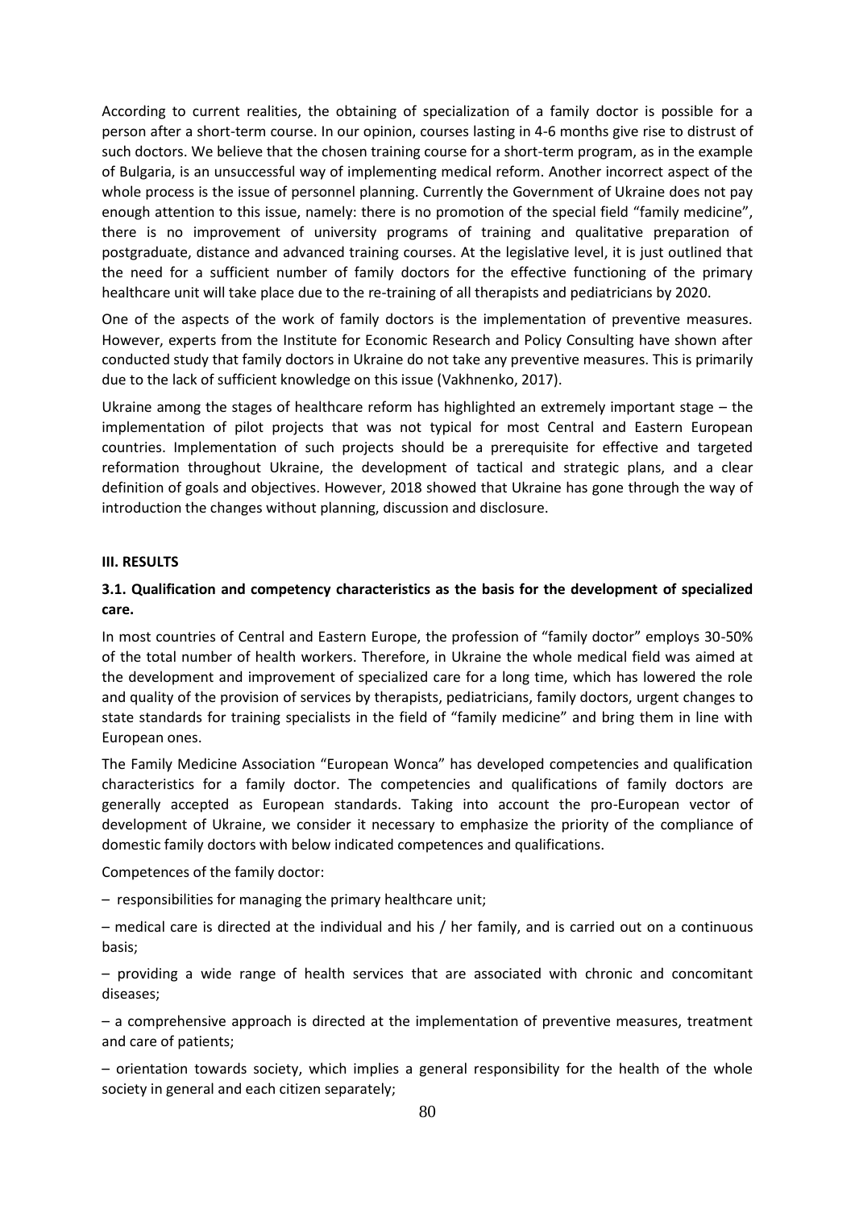According to current realities, the obtaining of specialization of a family doctor is possible for a person after a short-term course. In our opinion, courses lasting in 4-6 months give rise to distrust of such doctors. We believe that the chosen training course for a short-term program, as in the example of Bulgaria, is an unsuccessful way of implementing medical reform. Another incorrect aspect of the whole process is the issue of personnel planning. Currently the Government of Ukraine does not pay enough attention to this issue, namely: there is no promotion of the special field "family medicine", there is no improvement of university programs of training and qualitative preparation of postgraduate, distance and advanced training courses. At the legislative level, it is just outlined that the need for a sufficient number of family doctors for the effective functioning of the primary healthcare unit will take place due to the re-training of all therapists and pediatricians by 2020.

One of the aspects of the work of family doctors is the implementation of preventive measures. However, experts from the Institute for Economic Research and Policy Consulting have shown after conducted study that family doctors in Ukraine do not take any preventive measures. This is primarily due to the lack of sufficient knowledge on this issue (Vakhnenko, 2017).

Ukraine among the stages of healthcare reform has highlighted an extremely important stage – the implementation of pilot projects that was not typical for most Central and Eastern European countries. Implementation of such projects should be a prerequisite for effective and targeted reformation throughout Ukraine, the development of tactical and strategic plans, and a clear definition of goals and objectives. However, 2018 showed that Ukraine has gone through the way of introduction the changes without planning, discussion and disclosure.

## III. RESULTS

### 3.1. Qualification and competency characteristics as the basis for the development of specialized care.

In most countries of Central and Eastern Europe, the profession of "family doctor" employs 30-50% of the total number of health workers. Therefore, in Ukraine the whole medical field was aimed at the development and improvement of specialized care for a long time, which has lowered the role and quality of the provision of services by therapists, pediatricians, family doctors, urgent changes to state standards for training specialists in the field of "family medicine" and bring them in line with European ones.

The Family Medicine Association "European Wonca" has developed competencies and qualification characteristics for a family doctor. The competencies and qualifications of family doctors are generally accepted as European standards. Taking into account the pro-European vector of development of Ukraine, we consider it necessary to emphasize the priority of the compliance of domestic family doctors with below indicated competences and qualifications.

Competences of the family doctor:

– responsibilities for managing the primary healthcare unit;

– medical care is directed at the individual and his / her family, and is carried out on a continuous basis;

– providing a wide range of health services that are associated with chronic and concomitant diseases;

– a comprehensive approach is directed at the implementation of preventive measures, treatment and care of patients;

– orientation towards society, which implies a general responsibility for the health of the whole society in general and each citizen separately;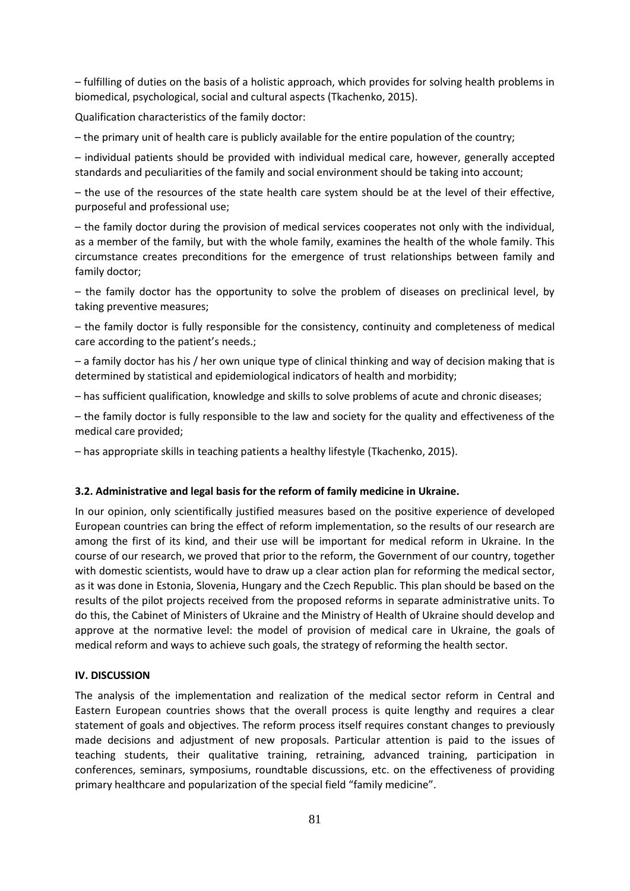– fulfilling of duties on the basis of a holistic approach, which provides for solving health problems in biomedical, psychological, social and cultural aspects (Tkachenko, 2015).

Qualification characteristics of the family doctor:

– the primary unit of health care is publicly available for the entire population of the country;

– individual patients should be provided with individual medical care, however, generally accepted standards and peculiarities of the family and social environment should be taking into account;

– the use of the resources of the state health care system should be at the level of their effective, purposeful and professional use;

– the family doctor during the provision of medical services cooperates not only with the individual, as a member of the family, but with the whole family, examines the health of the whole family. This circumstance creates preconditions for the emergence of trust relationships between family and family doctor;

– the family doctor has the opportunity to solve the problem of diseases on preclinical level, by taking preventive measures;

– the family doctor is fully responsible for the consistency, continuity and completeness of medical care according to the patient's needs.;

– a family doctor has his / her own unique type of clinical thinking and way of decision making that is determined by statistical and epidemiological indicators of health and morbidity;

– has sufficient qualification, knowledge and skills to solve problems of acute and chronic diseases;

– the family doctor is fully responsible to the law and society for the quality and effectiveness of the medical care provided;

– has appropriate skills in teaching patients a healthy lifestyle (Tkachenko, 2015).

### 3.2. Administrative and legal basis for the reform of family medicine in Ukraine.

In our opinion, only scientifically justified measures based on the positive experience of developed European countries can bring the effect of reform implementation, so the results of our research are among the first of its kind, and their use will be important for medical reform in Ukraine. In the course of our research, we proved that prior to the reform, the Government of our country, together with domestic scientists, would have to draw up a clear action plan for reforming the medical sector, as it was done in Estonia, Slovenia, Hungary and the Czech Republic. This plan should be based on the results of the pilot projects received from the proposed reforms in separate administrative units. To do this, the Cabinet of Ministers of Ukraine and the Ministry of Health of Ukraine should develop and approve at the normative level: the model of provision of medical care in Ukraine, the goals of medical reform and ways to achieve such goals, the strategy of reforming the health sector.

## IV. DISCUSSION

The analysis of the implementation and realization of the medical sector reform in Central and Eastern European countries shows that the overall process is quite lengthy and requires a clear statement of goals and objectives. The reform process itself requires constant changes to previously made decisions and adjustment of new proposals. Particular attention is paid to the issues of teaching students, their qualitative training, retraining, advanced training, participation in conferences, seminars, symposiums, roundtable discussions, etc. on the effectiveness of providing primary healthcare and popularization of the special field "family medicine".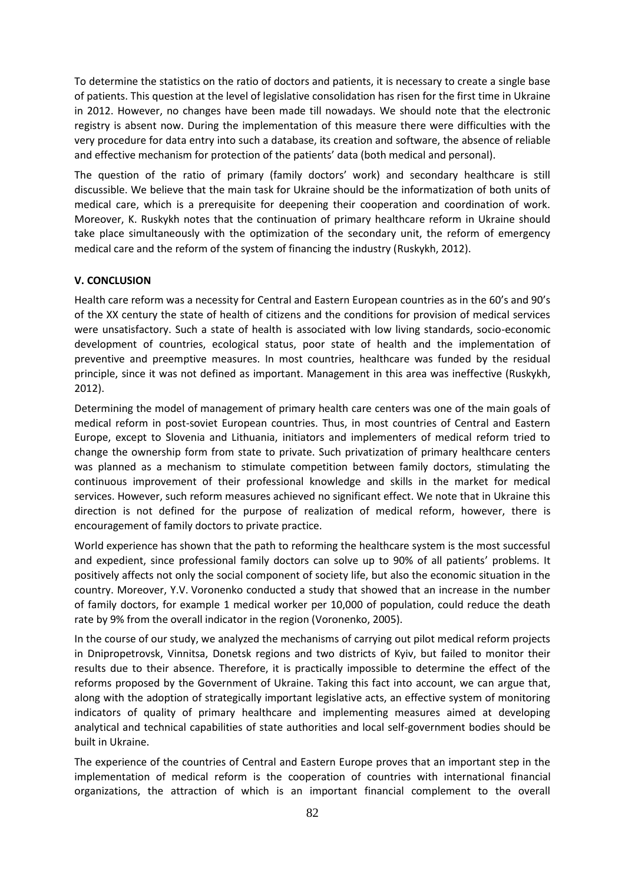To determine the statistics on the ratio of doctors and patients, it is necessary to create a single base of patients. This question at the level of legislative consolidation has risen for the first time in Ukraine in 2012. However, no changes have been made till nowadays. We should note that the electronic registry is absent now. During the implementation of this measure there were difficulties with the very procedure for data entry into such a database, its creation and software, the absence of reliable and effective mechanism for protection of the patients' data (both medical and personal).

The question of the ratio of primary (family doctors' work) and secondary healthcare is still discussible. We believe that the main task for Ukraine should be the informatization of both units of medical care, which is a prerequisite for deepening their cooperation and coordination of work. Moreover, K. Ruskykh notes that the continuation of primary healthcare reform in Ukraine should take place simultaneously with the optimization of the secondary unit, the reform of emergency medical care and the reform of the system of financing the industry (Ruskykh, 2012).

## V. CONCLUSION

Health care reform was a necessity for Central and Eastern European countries as in the 60's and 90's of the XX century the state of health of citizens and the conditions for provision of medical services were unsatisfactory. Such a state of health is associated with low living standards, socio-economic development of countries, ecological status, poor state of health and the implementation of preventive and preemptive measures. In most countries, healthcare was funded by the residual principle, since it was not defined as important. Management in this area was ineffective (Ruskykh, 2012).

Determining the model of management of primary health care centers was one of the main goals of medical reform in post-soviet European countries. Thus, in most countries of Central and Eastern Europe, except to Slovenia and Lithuania, initiators and implementers of medical reform tried to change the ownership form from state to private. Such privatization of primary healthcare centers was planned as a mechanism to stimulate competition between family doctors, stimulating the continuous improvement of their professional knowledge and skills in the market for medical services. However, such reform measures achieved no significant effect. We note that in Ukraine this direction is not defined for the purpose of realization of medical reform, however, there is encouragement of family doctors to private practice.

World experience has shown that the path to reforming the healthcare system is the most successful and expedient, since professional family doctors can solve up to 90% of all patients' problems. It positively affects not only the social component of society life, but also the economic situation in the country. Moreover, Y.V. Voronenko conducted a study that showed that an increase in the number of family doctors, for example 1 medical worker per 10,000 of population, could reduce the death rate by 9% from the overall indicator in the region (Voronenko, 2005).

In the course of our study, we analyzed the mechanisms of carrying out pilot medical reform projects in Dnipropetrovsk, Vinnitsa, Donetsk regions and two districts of Kyiv, but failed to monitor their results due to their absence. Therefore, it is practically impossible to determine the effect of the reforms proposed by the Government of Ukraine. Taking this fact into account, we can argue that, along with the adoption of strategically important legislative acts, an effective system of monitoring indicators of quality of primary healthcare and implementing measures aimed at developing analytical and technical capabilities of state authorities and local self-government bodies should be built in Ukraine.

The experience of the countries of Central and Eastern Europe proves that an important step in the implementation of medical reform is the cooperation of countries with international financial organizations, the attraction of which is an important financial complement to the overall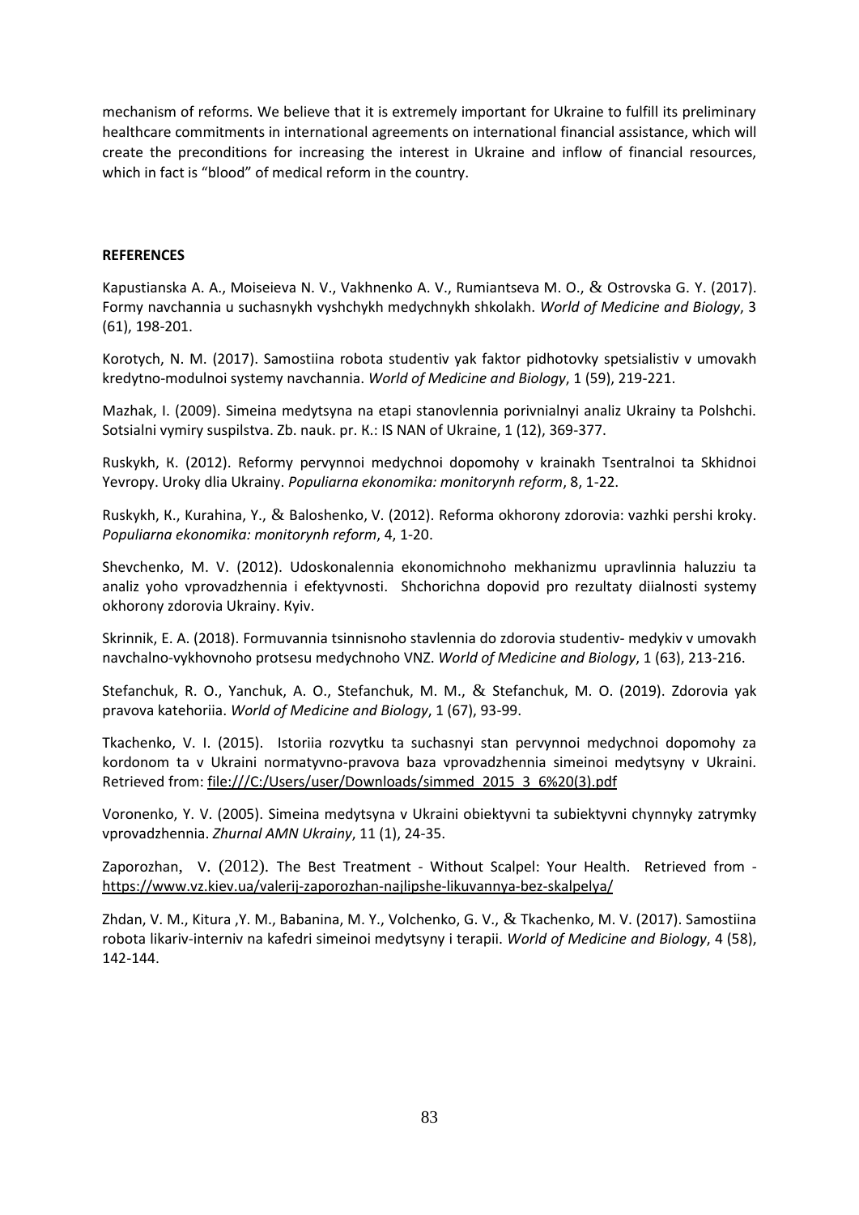mechanism of reforms. We believe that it is extremely important for Ukraine to fulfill its preliminary healthcare commitments in international agreements on international financial assistance, which will create the preconditions for increasing the interest in Ukraine and inflow of financial resources, which in fact is "blood" of medical reform in the country.

**REFERENCES**

Kapustianska A. A., Moiseieva N. V., Vakhnenko A. V., Rumiantseva M. O., & Ostrovska G. Y. (2017). Formy navchannia u suchasnykh vyshchykh medychnykh shkolakh. *World of Medicine and Biology*, 3 (61), 198-201.

Korotych, N. M. (2017). Samostiina robota studentiv yak faktor pidhotovky spetsialistiv v umovakh kredytno-modulnoi systemy navchannia. *World of Medicine and Biology*, 1 (59), 219-221.

Mazhak, I. (2009). Simeina medytsyna na etapi stanovlennia porivnialnyi analiz Ukrainy ta Polshchi. Sotsialni vymiry suspilstva. Zb. nauk. pr. K.: IS NAN of Ukraine, 1 (12), 369-377.

Ruskykh, K. (2012). Reformy pervynnoi medychnoi dopomohy v krainakh Tsentralnoi ta Skhidnoi Yevropy. Uroky dlia Ukrainy. *Populiarna ekonomika: monitorynh reform*, 8, 1-22.

Ruskykh, K., Kurahina, Y., & Baloshenko, V. (2012). Reforma okhorony zdorovia: vazhki pershi kroky. *Populiarna ekonomika: monitorynh reform*, 4, 1-20.

Shevchenko, M. V. (2012). Udoskonalennia ekonomichnoho mekhanizmu upravlinnia haluzziu ta analiz yoho vprovadzhennia i efektyvnosti. Shchorichna dopovid pro rezultaty diialnosti systemy okhorony zdorovia Ukrainy. Kyiv.

Skrinnik, E. A. (2018). Formuvannia tsinnisnoho stavlennia do zdorovia studentiv- medykiv v umovakh navchalno-vykhovnoho protsesu medychnoho VNZ. *World of Medicine and Biology*, 1 (63), 213-216.

Stefanchuk, R. O., Yanchuk, A. O., Stefanchuk, M. M., & Stefanchuk, M. O. (2019). Zdorovia yak pravova katehoriia. *World of Medicine and Biology*, 1 (67), 93-99.

Tkachenko, V. I. (2015). Istoriia rozvytku ta suchasnyi stan pervynnoi medychnoi dopomohy za kordonom ta v Ukraini normatyvno-pravova baza vprovadzhennia simeinoi medytsyny v Ukraini. Retrieved from: file:///C:/Users/user/Downloads/simmed_2015_3_6%20(3).pdf

Voronenko, Y. V. (2005). Simeina medytsyna v Ukraini obiektyvni ta subiektyvni chynnyky zatrymky vprovadzhennia. *Zhurnal AMN Ukrainy*, 11 (1), 24-35.

Zaporozhan, V. (2012). The Best Treatment - Without Scalpel: Your Health. Retrieved from - https://www.vz.kiev.ua/valerij-zaporozhan-najlipshe-likuvannya-bez-skalpelya/

Zhdan, V. M., Kitura ,Y. M., Babanina, M. Y., Volchenko, G. V., & Tkachenko, M. V. (2017). Samostiina robota likariv-interniv na kafedri simeinoi medytsyny i terapii. *World of Medicine and Biology*, 4 (58), 142-144.